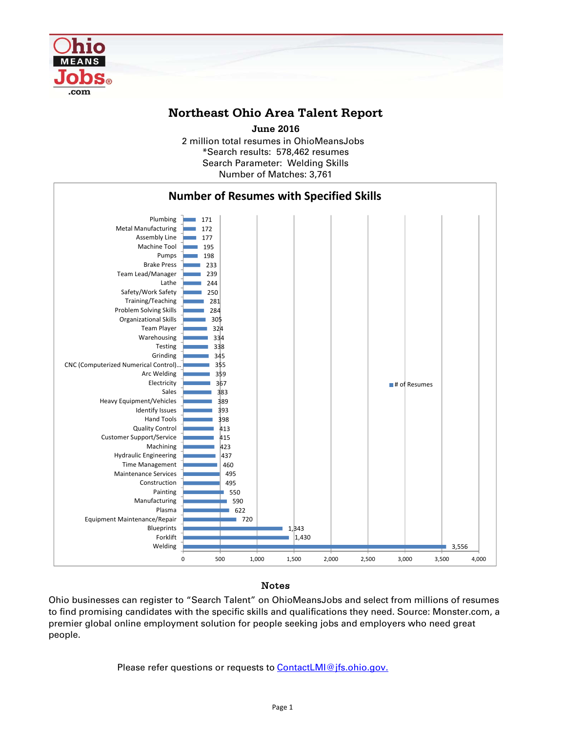# Northeast Ohio Area Talent Report

**June 2016**

2 million total resumes in OhioMeansJobs
*Search results: 578,462 resumes
Search Parameter: Welding Skills
Number of Matches: 3,761

## Number of Resumes with Specified Skills

| Skill | # of Resumes |
|---|---|
| Plumbing | 171 |
| Metal Manufacturing | 172 |
| Assembly Line | 177 |
| Machine Tool | 195 |
| Pumps | 198 |
| Brake Press | 233 |
| Team Lead/Manager | 239 |
| Lathe | 244 |
| Safety/Work Safety | 250 |
| Training/Teaching | 281 |
| Problem Solving Skills | 284 |
| Organizational Skills | 305 |
| Team Player | 324 |
| Warehousing | 334 |
| Testing | 338 |
| Grinding | 345 |
| CNC (Computerized Numerical Control)... | 355 |
| Arc Welding | 359 |
| Electricity | 367 |
| Sales | 383 |
| Heavy Equipment/Vehicles | 389 |
| Identify Issues | 393 |
| Hand Tools | 398 |
| Quality Control | 413 |
| Customer Support/Service | 415 |
| Machining | 423 |
| Hydraulic Engineering | 437 |
| Time Management | 460 |
| Maintenance Services | 495 |
| Construction | 495 |
| Painting | 550 |
| Manufacturing | 590 |
| Plasma | 622 |
| Equipment Maintenance/Repair | 720 |
| Blueprints | 1,343 |
| Forklift | 1,430 |
| Welding | 3,556 |

### Notes

Ohio businesses can register to "Search Talent" on OhioMeansJobs and select from millions of resumes to find promising candidates with the specific skills and qualifications they need. Source: Monster.com, a premier global online employment solution for people seeking jobs and employers who need great people.

Please refer questions or requests to ContactLMI@jfs.ohio.gov.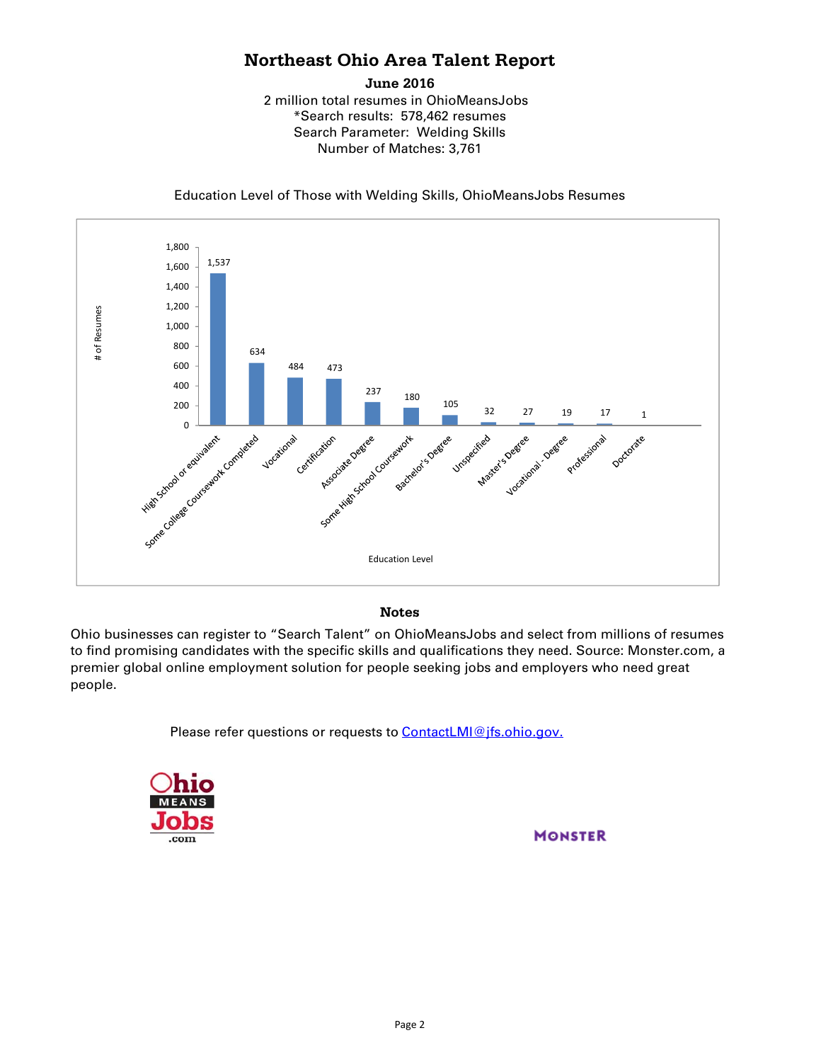# Northeast Ohio Area Talent Report

**June 2016**

2 million total resumes in OhioMeansJobs
*Search results: 578,462 resumes
Search Parameter: Welding Skills
Number of Matches: 3,761

Education Level of Those with Welding Skills, OhioMeansJobs Resumes

# of Resumes

1,800
1,600
1,400
1,200
1,000
800
600
400
200
0

1,537
634
484
473
237
180
105
32
27
19
17
1

High School or equivalent
Some College Coursework Completed
Vocational
Certification
Associate Degree
Some High School Coursework
Bachelor's Degree
Unspecified
Master's Degree
Vocational - Degree
Professional
Doctorate

Education Level

**Notes**

Ohio businesses can register to "Search Talent" on OhioMeansJobs and select from millions of resumes to find promising candidates with the specific skills and qualifications they need. Source: Monster.com, a premier global online employment solution for people seeking jobs and employers who need great people.

Please refer questions or requests to ContactLMI@jfs.ohio.gov.

Ohio MEANS Jobs .com

MONSTER